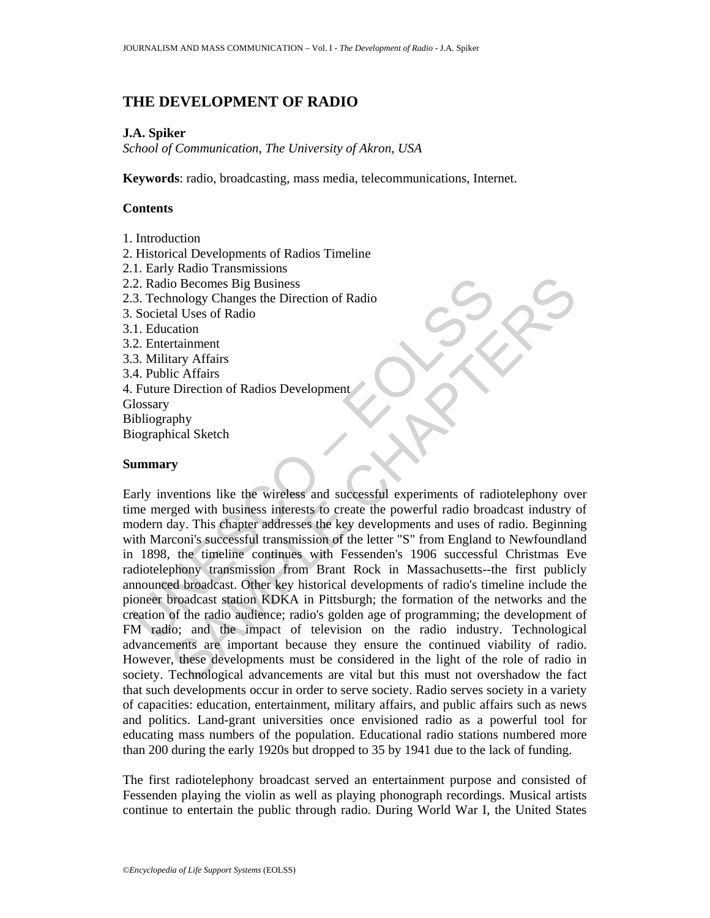# THE DEVELOPMENT OF RADIO

**J.A. Spiker**

*School of Communication, The University of Akron, USA*

**Keywords**: radio, broadcasting, mass media, telecommunications, Internet.

**Contents**

1. Introduction
2. Historical Developments of Radios Timeline
2.1. Early Radio Transmissions
2.2. Radio Becomes Big Business
2.3. Technology Changes the Direction of Radio
3. Societal Uses of Radio
3.1. Education
3.2. Entertainment
3.3. Military Affairs
3.4. Public Affairs
4. Future Direction of Radios Development

Glossary
Bibliography
Biographical Sketch

**Summary**

Early inventions like the wireless and successful experiments of radiotelephony over time merged with business interests to create the powerful radio broadcast industry of modern day. This chapter addresses the key developments and uses of radio. Beginning with Marconi's successful transmission of the letter "S" from England to Newfoundland in 1898, the timeline continues with Fessenden's 1906 successful Christmas Eve radiotelephony transmission from Brant Rock in Massachusetts--the first publicly announced broadcast. Other key historical developments of radio's timeline include the pioneer broadcast station KDKA in Pittsburgh; the formation of the networks and the creation of the radio audience; radio's golden age of programming; the development of FM radio; and the impact of television on the radio industry. Technological advancements are important because they ensure the continued viability of radio. However, these developments must be considered in the light of the role of radio in society. Technological advancements are vital but this must not overshadow the fact that such developments occur in order to serve society. Radio serves society in a variety of capacities: education, entertainment, military affairs, and public affairs such as news and politics. Land-grant universities once envisioned radio as a powerful tool for educating mass numbers of the population. Educational radio stations numbered more than 200 during the early 1920s but dropped to 35 by 1941 due to the lack of funding.

The first radiotelephony broadcast served an entertainment purpose and consisted of Fessenden playing the violin as well as playing phonograph recordings. Musical artists continue to entertain the public through radio. During World War I, the United States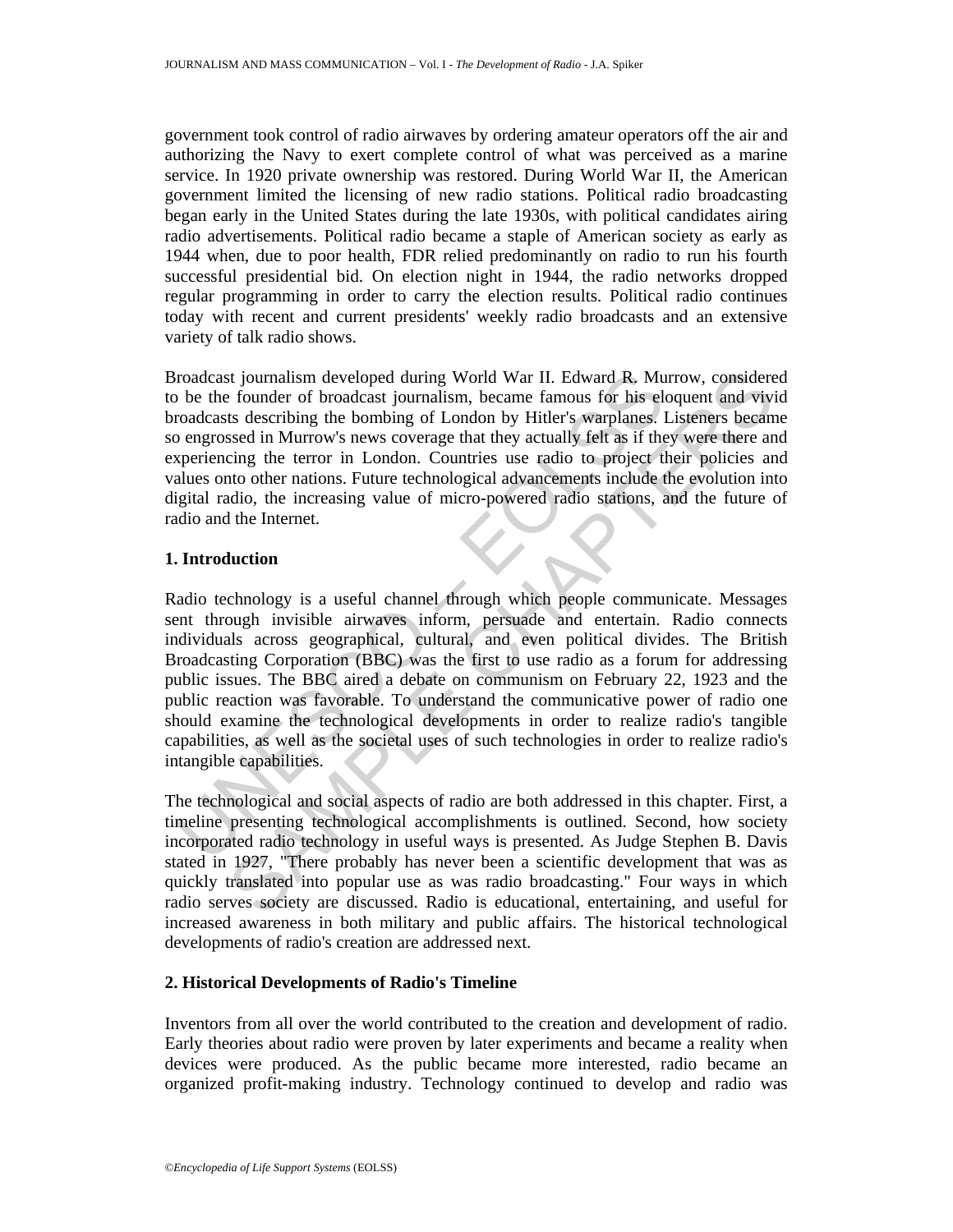government took control of radio airwaves by ordering amateur operators off the air and authorizing the Navy to exert complete control of what was perceived as a marine service. In 1920 private ownership was restored. During World War II, the American government limited the licensing of new radio stations. Political radio broadcasting began early in the United States during the late 1930s, with political candidates airing radio advertisements. Political radio became a staple of American society as early as 1944 when, due to poor health, FDR relied predominantly on radio to run his fourth successful presidential bid. On election night in 1944, the radio networks dropped regular programming in order to carry the election results. Political radio continues today with recent and current presidents' weekly radio broadcasts and an extensive variety of talk radio shows.

Broadcast journalism developed during World War II. Edward R. Murrow, considered to be the founder of broadcast journalism, became famous for his eloquent and vivid broadcasts describing the bombing of London by Hitler's warplanes. Listeners became so engrossed in Murrow's news coverage that they actually felt as if they were there and experiencing the terror in London. Countries use radio to project their policies and values onto other nations. Future technological advancements include the evolution into digital radio, the increasing value of micro-powered radio stations, and the future of radio and the Internet.

## 1. Introduction

Radio technology is a useful channel through which people communicate. Messages sent through invisible airwaves inform, persuade and entertain. Radio connects individuals across geographical, cultural, and even political divides. The British Broadcasting Corporation (BBC) was the first to use radio as a forum for addressing public issues. The BBC aired a debate on communism on February 22, 1923 and the public reaction was favorable. To understand the communicative power of radio one should examine the technological developments in order to realize radio's tangible capabilities, as well as the societal uses of such technologies in order to realize radio's intangible capabilities.

The technological and social aspects of radio are both addressed in this chapter. First, a timeline presenting technological accomplishments is outlined. Second, how society incorporated radio technology in useful ways is presented. As Judge Stephen B. Davis stated in 1927, "There probably has never been a scientific development that was as quickly translated into popular use as was radio broadcasting." Four ways in which radio serves society are discussed. Radio is educational, entertaining, and useful for increased awareness in both military and public affairs. The historical technological developments of radio's creation are addressed next.

## 2. Historical Developments of Radio's Timeline

Inventors from all over the world contributed to the creation and development of radio. Early theories about radio were proven by later experiments and became a reality when devices were produced. As the public became more interested, radio became an organized profit-making industry. Technology continued to develop and radio was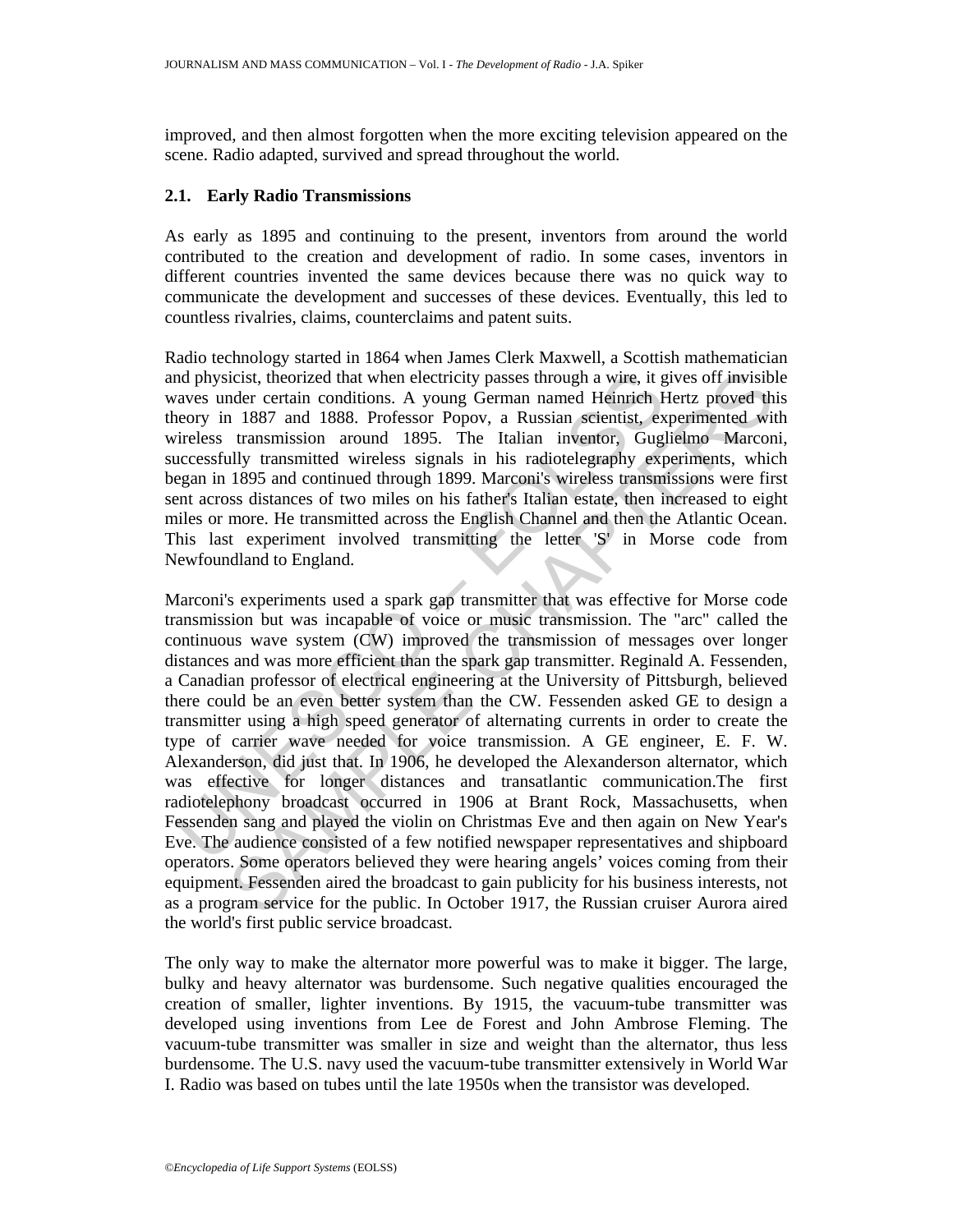improved, and then almost forgotten when the more exciting television appeared on the scene. Radio adapted, survived and spread throughout the world.

### 2.1. Early Radio Transmissions

As early as 1895 and continuing to the present, inventors from around the world contributed to the creation and development of radio. In some cases, inventors in different countries invented the same devices because there was no quick way to communicate the development and successes of these devices. Eventually, this led to countless rivalries, claims, counterclaims and patent suits.

Radio technology started in 1864 when James Clerk Maxwell, a Scottish mathematician and physicist, theorized that when electricity passes through a wire, it gives off invisible waves under certain conditions. A young German named Heinrich Hertz proved this theory in 1887 and 1888. Professor Popov, a Russian scientist, experimented with wireless transmission around 1895. The Italian inventor, Guglielmo Marconi, successfully transmitted wireless signals in his radiotelegraphy experiments, which began in 1895 and continued through 1899. Marconi's wireless transmissions were first sent across distances of two miles on his father's Italian estate, then increased to eight miles or more. He transmitted across the English Channel and then the Atlantic Ocean. This last experiment involved transmitting the letter 'S' in Morse code from Newfoundland to England.

Marconi's experiments used a spark gap transmitter that was effective for Morse code transmission but was incapable of voice or music transmission. The "arc" called the continuous wave system (CW) improved the transmission of messages over longer distances and was more efficient than the spark gap transmitter. Reginald A. Fessenden, a Canadian professor of electrical engineering at the University of Pittsburgh, believed there could be an even better system than the CW. Fessenden asked GE to design a transmitter using a high speed generator of alternating currents in order to create the type of carrier wave needed for voice transmission. A GE engineer, E. F. W. Alexanderson, did just that. In 1906, he developed the Alexanderson alternator, which was effective for longer distances and transatlantic communication.The first radiotelephony broadcast occurred in 1906 at Brant Rock, Massachusetts, when Fessenden sang and played the violin on Christmas Eve and then again on New Year's Eve. The audience consisted of a few notified newspaper representatives and shipboard operators. Some operators believed they were hearing angels' voices coming from their equipment. Fessenden aired the broadcast to gain publicity for his business interests, not as a program service for the public. In October 1917, the Russian cruiser Aurora aired the world's first public service broadcast.

The only way to make the alternator more powerful was to make it bigger. The large, bulky and heavy alternator was burdensome. Such negative qualities encouraged the creation of smaller, lighter inventions. By 1915, the vacuum-tube transmitter was developed using inventions from Lee de Forest and John Ambrose Fleming. The vacuum-tube transmitter was smaller in size and weight than the alternator, thus less burdensome. The U.S. navy used the vacuum-tube transmitter extensively in World War I. Radio was based on tubes until the late 1950s when the transistor was developed.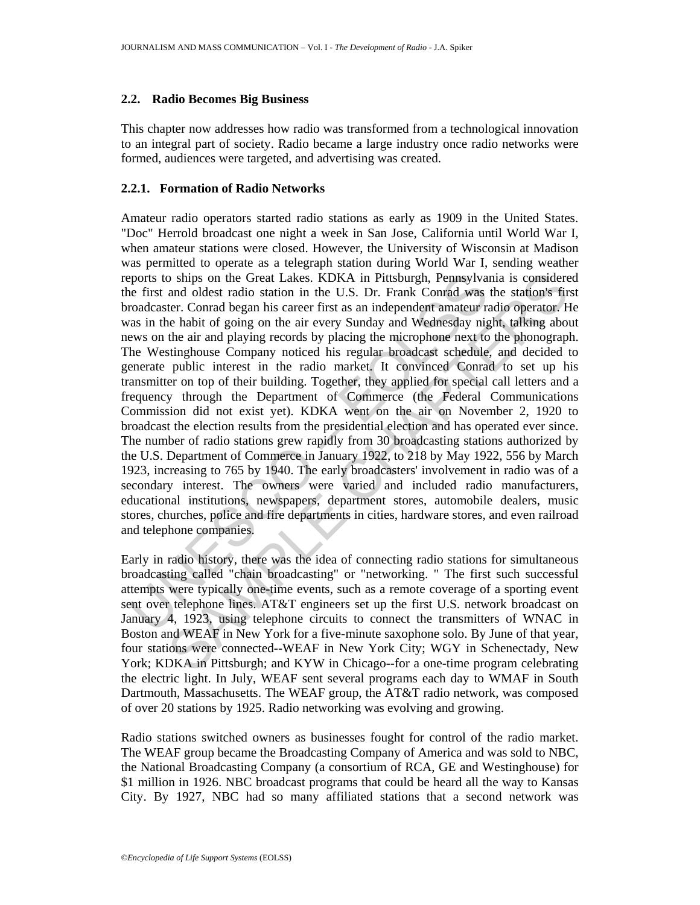### 2.2. Radio Becomes Big Business

This chapter now addresses how radio was transformed from a technological innovation to an integral part of society. Radio became a large industry once radio networks were formed, audiences were targeted, and advertising was created.

#### 2.2.1. Formation of Radio Networks

Amateur radio operators started radio stations as early as 1909 in the United States. "Doc" Herrold broadcast one night a week in San Jose, California until World War I, when amateur stations were closed. However, the University of Wisconsin at Madison was permitted to operate as a telegraph station during World War I, sending weather reports to ships on the Great Lakes. KDKA in Pittsburgh, Pennsylvania is considered the first and oldest radio station in the U.S. Dr. Frank Conrad was the station's first broadcaster. Conrad began his career first as an independent amateur radio operator. He was in the habit of going on the air every Sunday and Wednesday night, talking about news on the air and playing records by placing the microphone next to the phonograph. The Westinghouse Company noticed his regular broadcast schedule, and decided to generate public interest in the radio market. It convinced Conrad to set up his transmitter on top of their building. Together, they applied for special call letters and a frequency through the Department of Commerce (the Federal Communications Commission did not exist yet). KDKA went on the air on November 2, 1920 to broadcast the election results from the presidential election and has operated ever since. The number of radio stations grew rapidly from 30 broadcasting stations authorized by the U.S. Department of Commerce in January 1922, to 218 by May 1922, 556 by March 1923, increasing to 765 by 1940. The early broadcasters' involvement in radio was of a secondary interest. The owners were varied and included radio manufacturers, educational institutions, newspapers, department stores, automobile dealers, music stores, churches, police and fire departments in cities, hardware stores, and even railroad and telephone companies.

Early in radio history, there was the idea of connecting radio stations for simultaneous broadcasting called "chain broadcasting" or "networking. " The first such successful attempts were typically one-time events, such as a remote coverage of a sporting event sent over telephone lines. AT&T engineers set up the first U.S. network broadcast on January 4, 1923, using telephone circuits to connect the transmitters of WNAC in Boston and WEAF in New York for a five-minute saxophone solo. By June of that year, four stations were connected--WEAF in New York City; WGY in Schenectady, New York; KDKA in Pittsburgh; and KYW in Chicago--for a one-time program celebrating the electric light. In July, WEAF sent several programs each day to WMAF in South Dartmouth, Massachusetts. The WEAF group, the AT&T radio network, was composed of over 20 stations by 1925. Radio networking was evolving and growing.

Radio stations switched owners as businesses fought for control of the radio market. The WEAF group became the Broadcasting Company of America and was sold to NBC, the National Broadcasting Company (a consortium of RCA, GE and Westinghouse) for $1 million in 1926. NBC broadcast programs that could be heard all the way to Kansas City. By 1927, NBC had so many affiliated stations that a second network was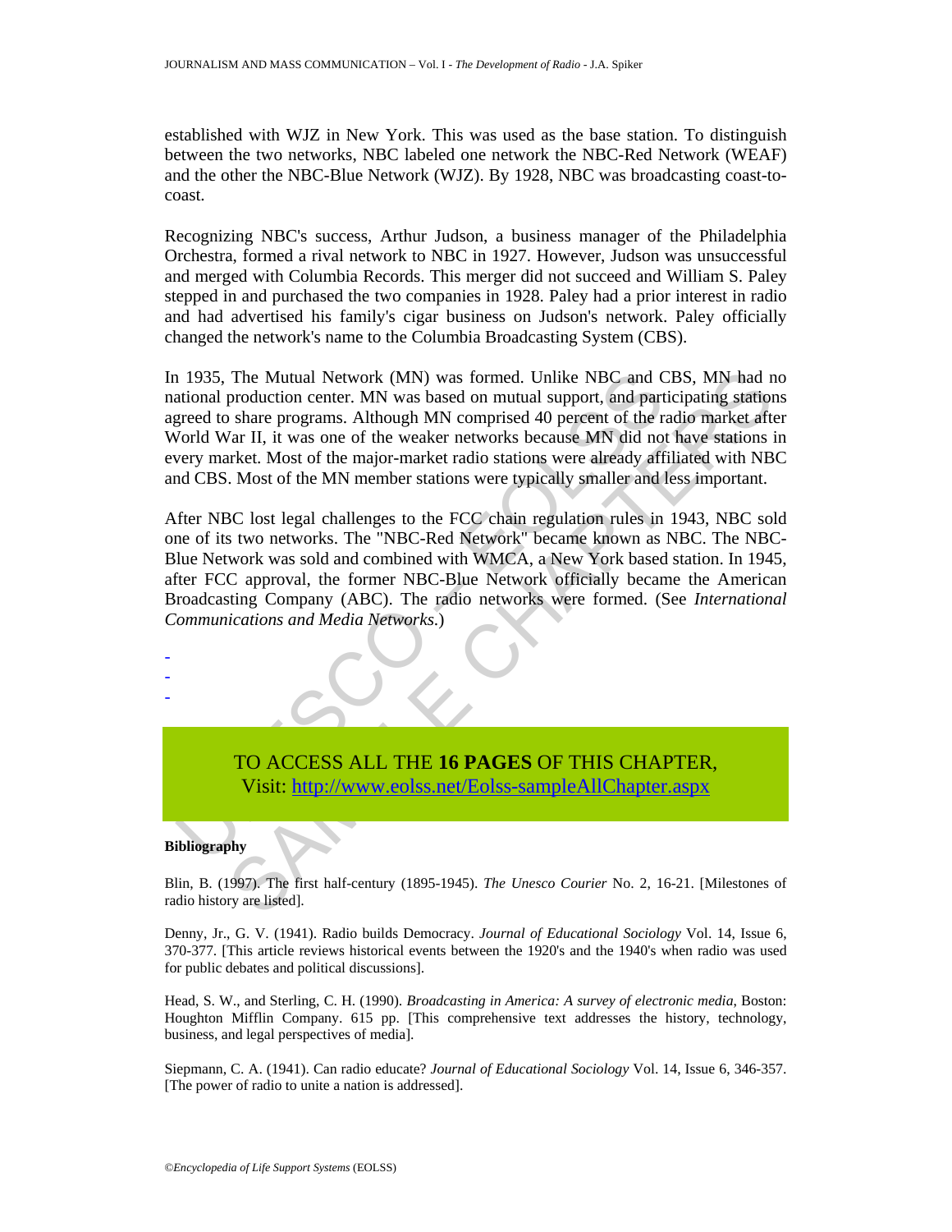established with WJZ in New York. This was used as the base station. To distinguish between the two networks, NBC labeled one network the NBC-Red Network (WEAF) and the other the NBC-Blue Network (WJZ). By 1928, NBC was broadcasting coast-to-coast.

Recognizing NBC's success, Arthur Judson, a business manager of the Philadelphia Orchestra, formed a rival network to NBC in 1927. However, Judson was unsuccessful and merged with Columbia Records. This merger did not succeed and William S. Paley stepped in and purchased the two companies in 1928. Paley had a prior interest in radio and had advertised his family's cigar business on Judson's network. Paley officially changed the network's name to the Columbia Broadcasting System (CBS).

In 1935, The Mutual Network (MN) was formed. Unlike NBC and CBS, MN had no national production center. MN was based on mutual support, and participating stations agreed to share programs. Although MN comprised 40 percent of the radio market after World War II, it was one of the weaker networks because MN did not have stations in every market. Most of the major-market radio stations were already affiliated with NBC and CBS. Most of the MN member stations were typically smaller and less important.

After NBC lost legal challenges to the FCC chain regulation rules in 1943, NBC sold one of its two networks. The "NBC-Red Network" became known as NBC. The NBC-Blue Network was sold and combined with WMCA, a New York based station. In 1945, after FCC approval, the former NBC-Blue Network officially became the American Broadcasting Company (ABC). The radio networks were formed. (See *International Communications and Media Networks.*)

-
-
-

TO ACCESS ALL THE **16 PAGES** OF THIS CHAPTER,
Visit: http://www.eolss.net/Eolss-sampleAllChapter.aspx

**Bibliography**

Blin, B. (1997). The first half-century (1895-1945). *The Unesco Courier* No. 2, 16-21. [Milestones of radio history are listed].

Denny, Jr., G. V. (1941). Radio builds Democracy. *Journal of Educational Sociology* Vol. 14, Issue 6, 370-377. [This article reviews historical events between the 1920's and the 1940's when radio was used for public debates and political discussions].

Head, S. W., and Sterling, C. H. (1990). *Broadcasting in America: A survey of electronic media*, Boston: Houghton Mifflin Company. 615 pp. [This comprehensive text addresses the history, technology, business, and legal perspectives of media].

Siepmann, C. A. (1941). Can radio educate? *Journal of Educational Sociology* Vol. 14, Issue 6, 346-357. [The power of radio to unite a nation is addressed].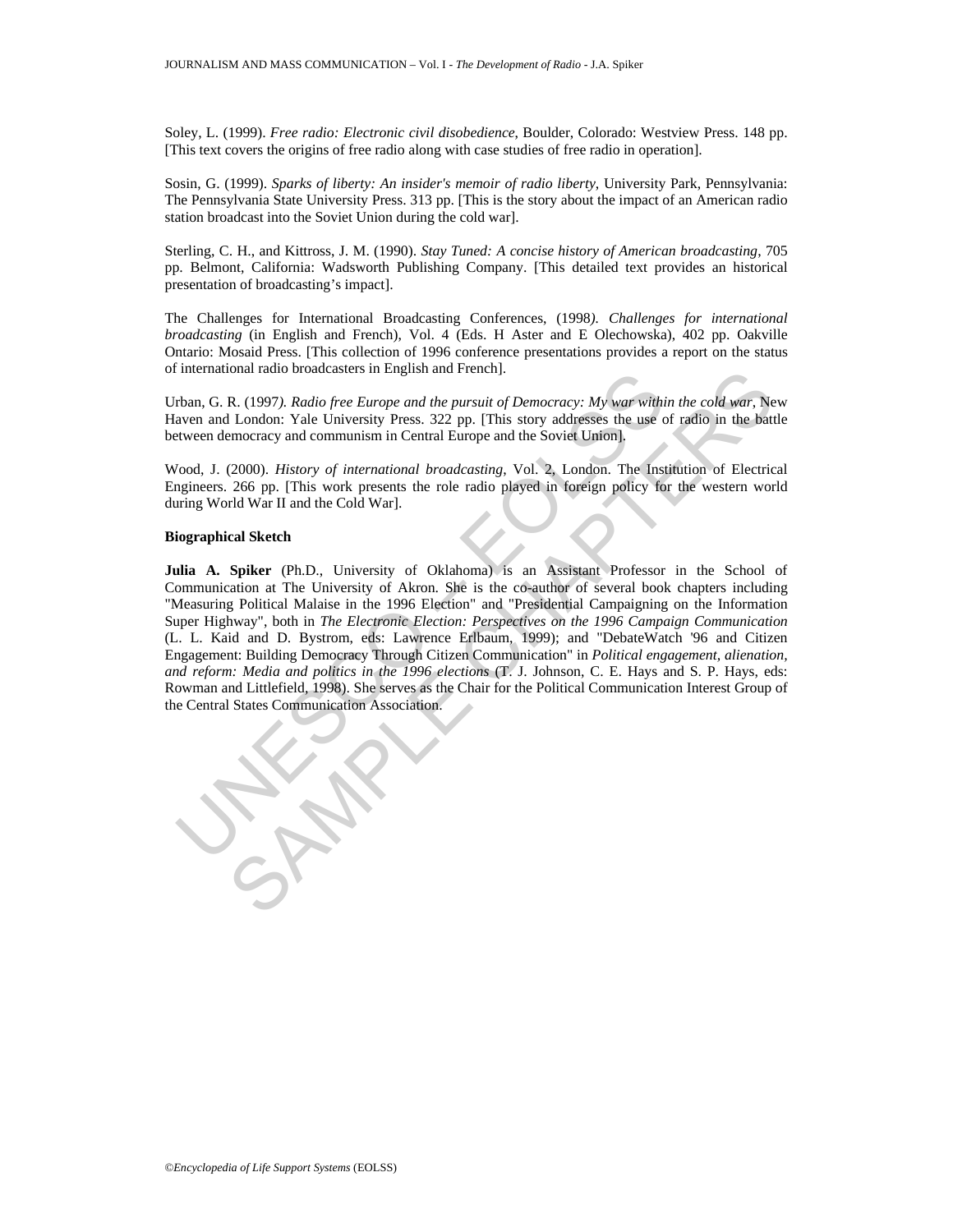Soley, L. (1999). *Free radio: Electronic civil disobedience*, Boulder, Colorado: Westview Press. 148 pp. [This text covers the origins of free radio along with case studies of free radio in operation].

Sosin, G. (1999). *Sparks of liberty: An insider's memoir of radio liberty*, University Park, Pennsylvania: The Pennsylvania State University Press. 313 pp. [This is the story about the impact of an American radio station broadcast into the Soviet Union during the cold war].

Sterling, C. H., and Kittross, J. M. (1990). *Stay Tuned: A concise history of American broadcasting*, 705 pp. Belmont, California: Wadsworth Publishing Company. [This detailed text provides an historical presentation of broadcasting's impact].

The Challenges for International Broadcasting Conferences, (1998*). Challenges for international broadcasting* (in English and French), Vol. 4 (Eds. H Aster and E Olechowska), 402 pp. Oakville Ontario: Mosaid Press. [This collection of 1996 conference presentations provides a report on the status of international radio broadcasters in English and French].

Urban, G. R. (1997*). Radio free Europe and the pursuit of Democracy: My war within the cold war*, New Haven and London: Yale University Press. 322 pp. [This story addresses the use of radio in the battle between democracy and communism in Central Europe and the Soviet Union].

Wood, J. (2000). *History of international broadcasting*, Vol. 2, London. The Institution of Electrical Engineers. 266 pp. [This work presents the role radio played in foreign policy for the western world during World War II and the Cold War].

**Biographical Sketch**

**Julia A. Spiker** (Ph.D., University of Oklahoma) is an Assistant Professor in the School of Communication at The University of Akron. She is the co-author of several book chapters including "Measuring Political Malaise in the 1996 Election" and "Presidential Campaigning on the Information Super Highway", both in *The Electronic Election: Perspectives on the 1996 Campaign Communication* (L. L. Kaid and D. Bystrom, eds: Lawrence Erlbaum, 1999); and "DebateWatch '96 and Citizen Engagement: Building Democracy Through Citizen Communication" in *Political engagement, alienation, and reform: Media and politics in the 1996 elections* (T. J. Johnson, C. E. Hays and S. P. Hays, eds: Rowman and Littlefield, 1998). She serves as the Chair for the Political Communication Interest Group of the Central States Communication Association.